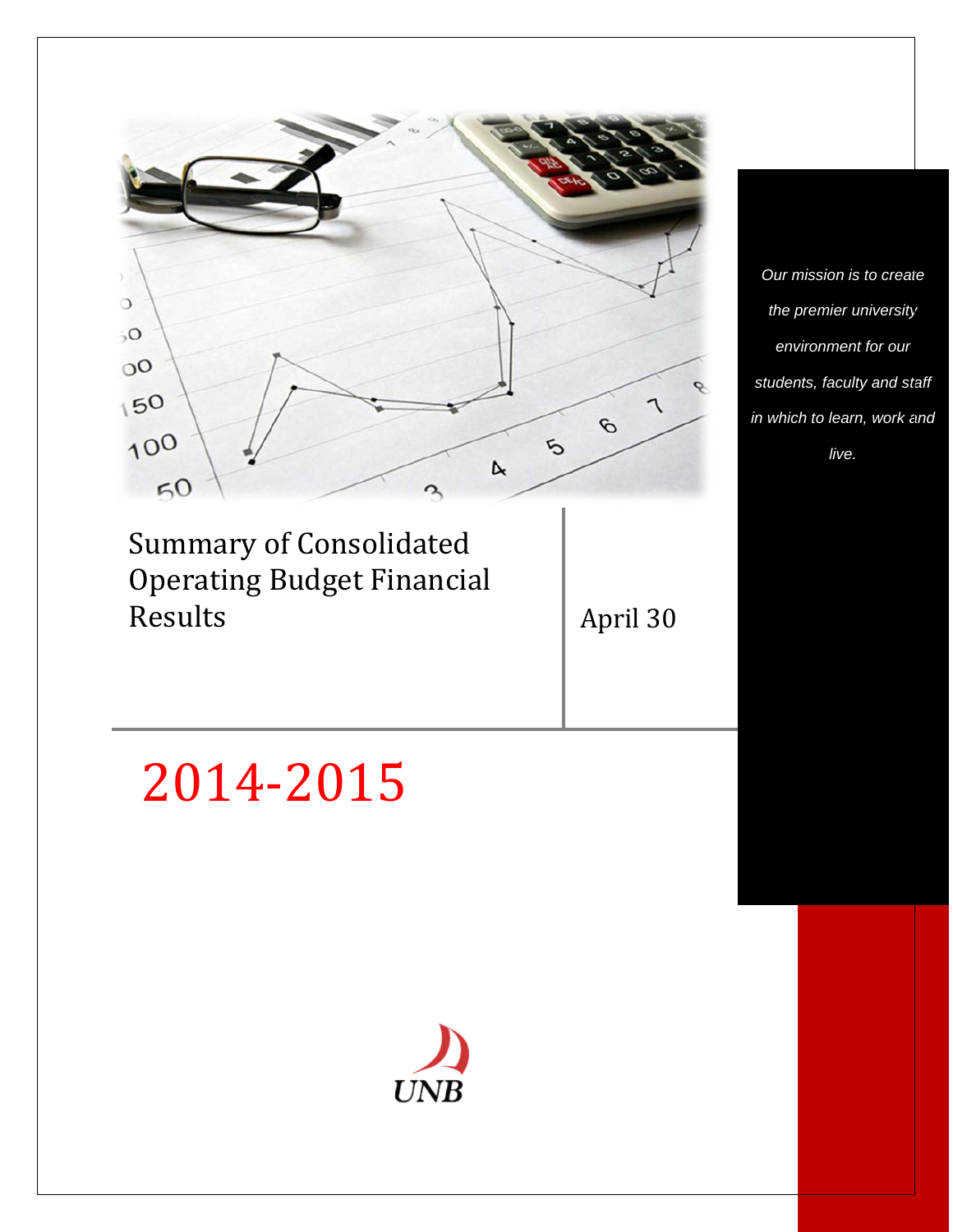*Our mission is to create the premier university environment for our students, faculty and staff in which to learn, work and live.*

# Summary of Consolidated Operating Budget Financial Results

April 30

# 2014-2015

UNB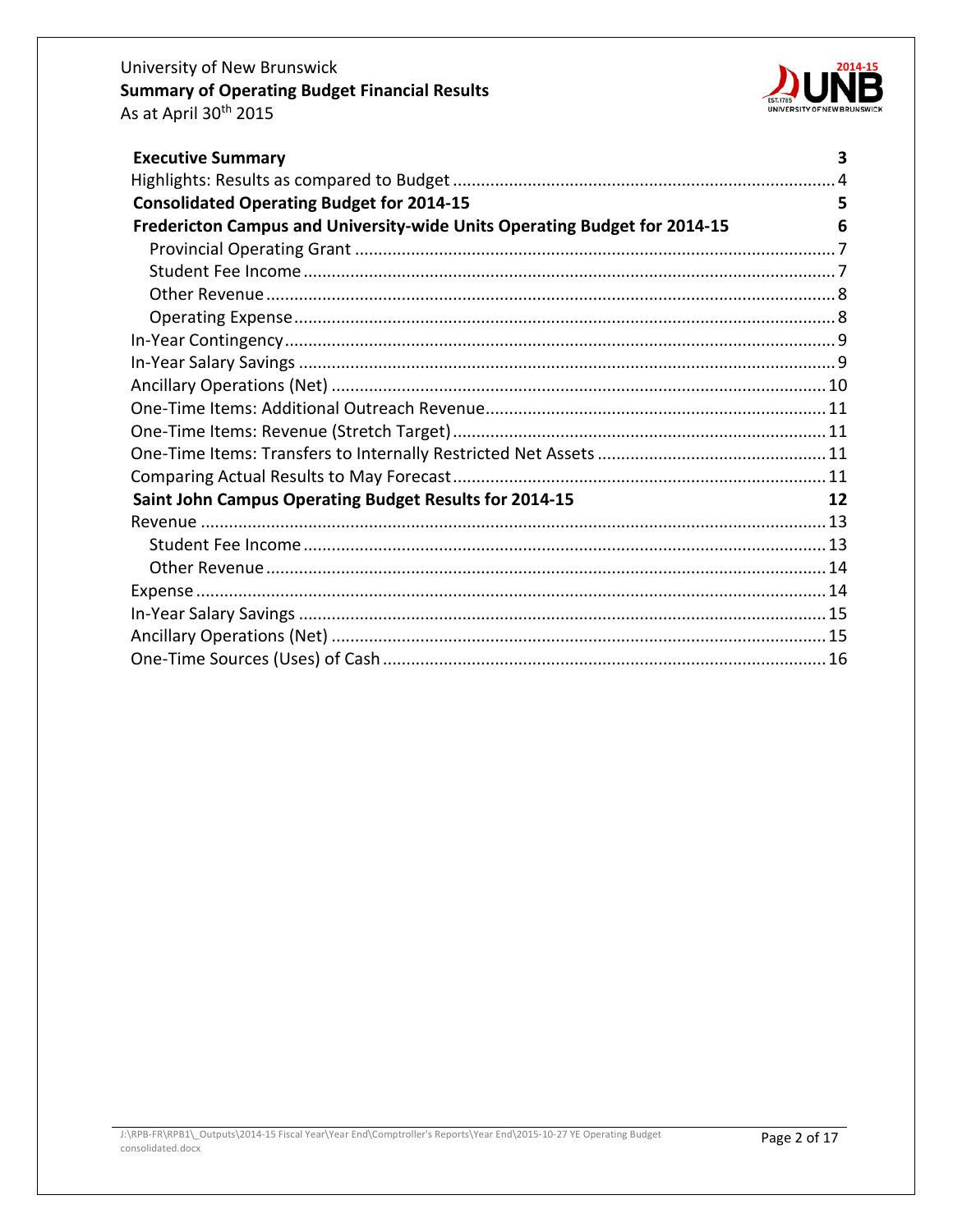University of New Brunswick
**Summary of Operating Budget Financial Results**
As at April 30th 2015

| | |
|---|---|
| **Executive Summary** | **3** |
| Highlights: Results as compared to Budget | 4 |
| **Consolidated Operating Budget for 2014-15** | **5** |
| **Fredericton Campus and University-wide Units Operating Budget for 2014-15** | **6** |
| Provincial Operating Grant | 7 |
| Student Fee Income | 7 |
| Other Revenue | 8 |
| Operating Expense | 8 |
| In-Year Contingency | 9 |
| In-Year Salary Savings | 9 |
| Ancillary Operations (Net) | 10 |
| One-Time Items: Additional Outreach Revenue | 11 |
| One-Time Items: Revenue (Stretch Target) | 11 |
| One-Time Items: Transfers to Internally Restricted Net Assets | 11 |
| Comparing Actual Results to May Forecast | 11 |
| **Saint John Campus Operating Budget Results for 2014-15** | **12** |
| Revenue | 13 |
| Student Fee Income | 13 |
| Other Revenue | 14 |
| Expense | 14 |
| In-Year Salary Savings | 15 |
| Ancillary Operations (Net) | 15 |
| One-Time Sources (Uses) of Cash | 16 |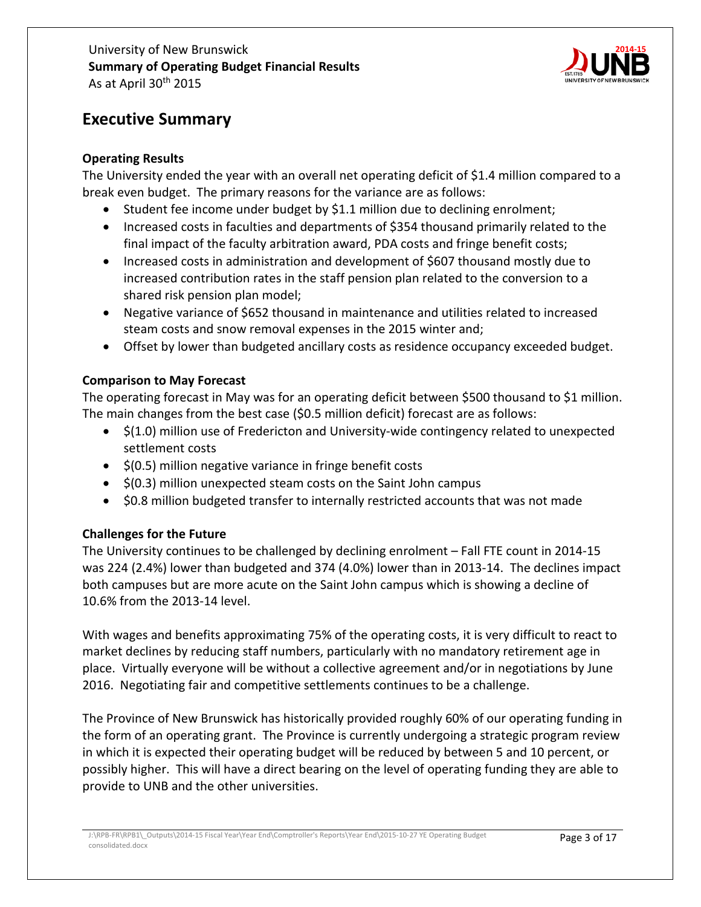University of New Brunswick
**Summary of Operating Budget Financial Results**
As at April 30th 2015

# Executive Summary

### Operating Results

The University ended the year with an overall net operating deficit of $1.4 million compared to a break even budget. The primary reasons for the variance are as follows:

- Student fee income under budget by $1.1 million due to declining enrolment;
- Increased costs in faculties and departments of $354 thousand primarily related to the final impact of the faculty arbitration award, PDA costs and fringe benefit costs;
- Increased costs in administration and development of $607 thousand mostly due to increased contribution rates in the staff pension plan related to the conversion to a shared risk pension plan model;
- Negative variance of $652 thousand in maintenance and utilities related to increased steam costs and snow removal expenses in the 2015 winter and;
- Offset by lower than budgeted ancillary costs as residence occupancy exceeded budget.

### Comparison to May Forecast

The operating forecast in May was for an operating deficit between $500 thousand to $1 million. The main changes from the best case ($0.5 million deficit) forecast are as follows:

- $(1.0) million use of Fredericton and University-wide contingency related to unexpected settlement costs
- $(0.5) million negative variance in fringe benefit costs
- $(0.3) million unexpected steam costs on the Saint John campus
- $0.8 million budgeted transfer to internally restricted accounts that was not made

### Challenges for the Future

The University continues to be challenged by declining enrolment – Fall FTE count in 2014-15 was 224 (2.4%) lower than budgeted and 374 (4.0%) lower than in 2013-14. The declines impact both campuses but are more acute on the Saint John campus which is showing a decline of 10.6% from the 2013-14 level.

With wages and benefits approximating 75% of the operating costs, it is very difficult to react to market declines by reducing staff numbers, particularly with no mandatory retirement age in place. Virtually everyone will be without a collective agreement and/or in negotiations by June 2016. Negotiating fair and competitive settlements continues to be a challenge.

The Province of New Brunswick has historically provided roughly 60% of our operating funding in the form of an operating grant. The Province is currently undergoing a strategic program review in which it is expected their operating budget will be reduced by between 5 and 10 percent, or possibly higher. This will have a direct bearing on the level of operating funding they are able to provide to UNB and the other universities.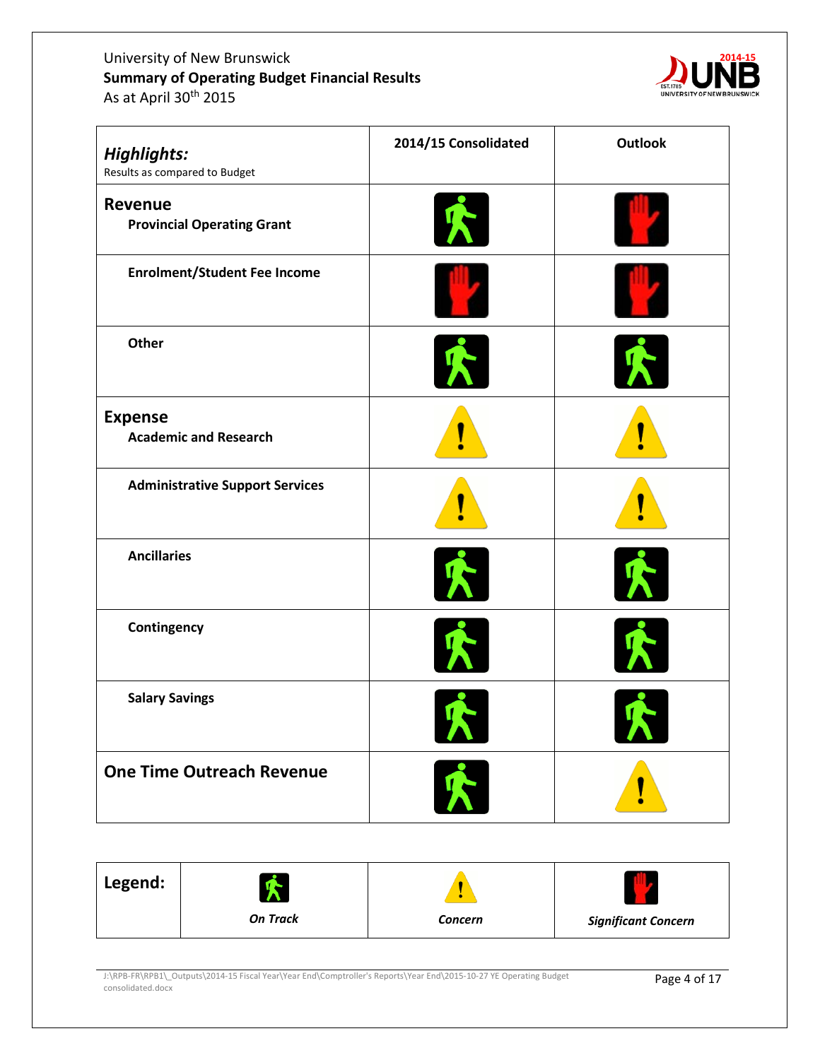University of New Brunswick
**Summary of Operating Budget Financial Results**
As at April 30th 2015

| ***Highlights:*** Results as compared to Budget | **2014/15 Consolidated** | **Outlook** |
|---|---|---|
| **Revenue** | | |
| **Provincial Operating Grant** | On Track | Significant Concern |
| **Enrolment/Student Fee Income** | Significant Concern | Significant Concern |
| **Other** | On Track | On Track |
| **Expense** | | |
| **Academic and Research** | Concern | Concern |
| **Administrative Support Services** | Concern | Concern |
| **Ancillaries** | On Track | On Track |
| **Contingency** | On Track | On Track |
| **Salary Savings** | On Track | On Track |
| **One Time Outreach Revenue** | On Track | Concern |

| **Legend:** | | | |
|---|---|---|---|
| | ***On Track*** | ***Concern*** | ***Significant Concern*** |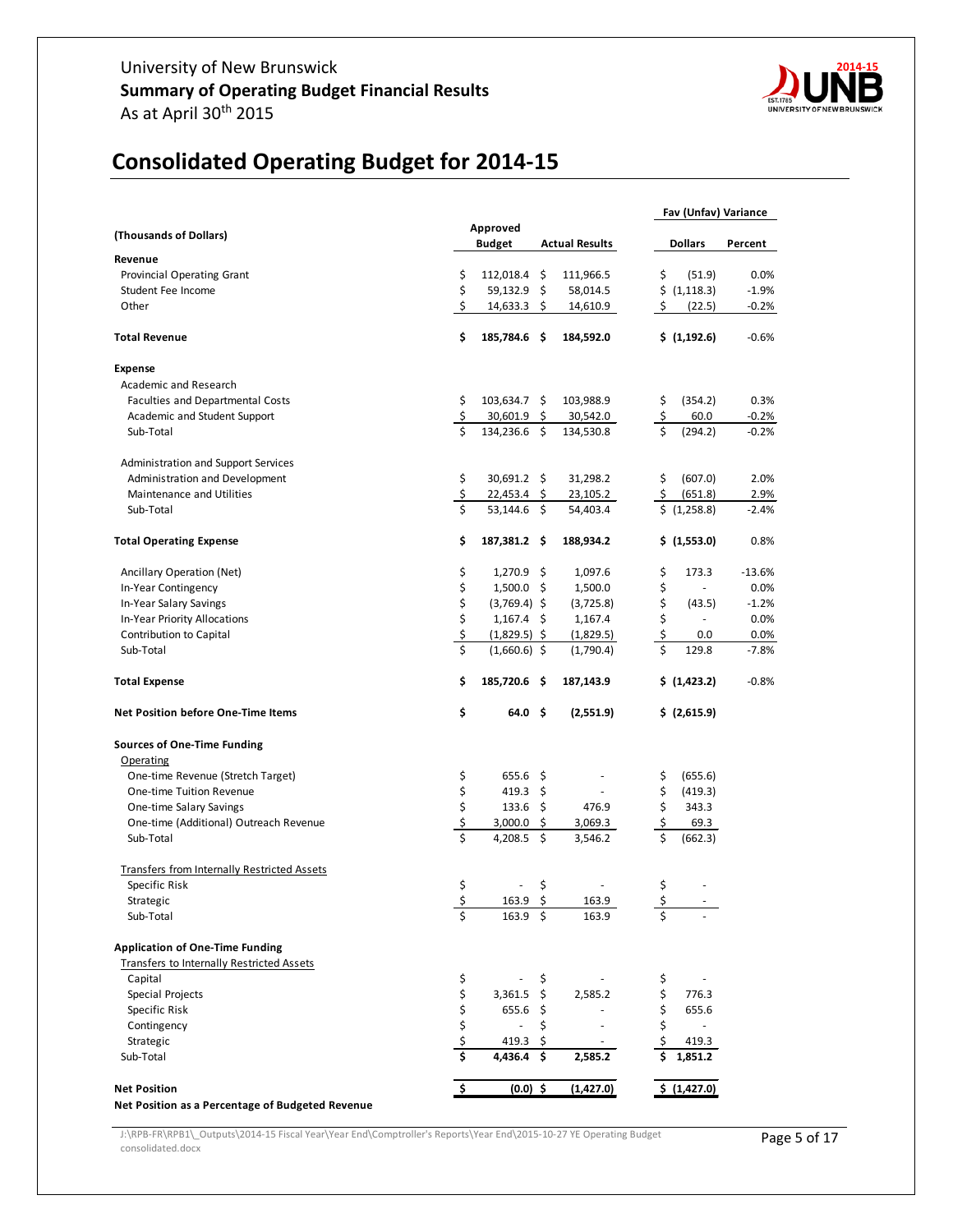University of New Brunswick
**Summary of Operating Budget Financial Results**
As at April 30th 2015

# Consolidated Operating Budget for 2014-15

| (Thousands of Dollars) | Approved Budget | Actual Results | Fav (Unfav) Variance Dollars | Fav (Unfav) Variance Percent |
|---|---|---|---|---|
| **Revenue** | | | | |
| Provincial Operating Grant | $ 112,018.4 | $ 111,966.5 | $ (51.9) | 0.0% |
| Student Fee Income | $ 59,132.9 | $ 58,014.5 | $ (1,118.3) | -1.9% |
| Other | $ 14,633.3 | $ 14,610.9 | $ (22.5) | -0.2% |
| **Total Revenue** | **$ 185,784.6** | **$ 184,592.0** | **$ (1,192.6)** | -0.6% |
| **Expense** | | | | |
| Academic and Research | | | | |
| Faculties and Departmental Costs | $ 103,634.7 | $ 103,988.9 | $ (354.2) | 0.3% |
| Academic and Student Support | $ 30,601.9 | $ 30,542.0 | $ 60.0 | -0.2% |
| Sub-Total | $ 134,236.6 | $ 134,530.8 | $ (294.2) | -0.2% |
| Administration and Support Services | | | | |
| Administration and Development | $ 30,691.2 | $ 31,298.2 | $ (607.0) | 2.0% |
| Maintenance and Utilities | $ 22,453.4 | $ 23,105.2 | $ (651.8) | 2.9% |
| Sub-Total | $ 53,144.6 | $ 54,403.4 | $ (1,258.8) | -2.4% |
| **Total Operating Expense** | **$ 187,381.2** | **$ 188,934.2** | **$ (1,553.0)** | 0.8% |
| Ancillary Operation (Net) | $ 1,270.9 | $ 1,097.6 | $ 173.3 | -13.6% |
| In-Year Contingency | $ 1,500.0 | $ 1,500.0 | $ - | 0.0% |
| In-Year Salary Savings | $ (3,769.4) | $ (3,725.8) | $ (43.5) | -1.2% |
| In-Year Priority Allocations | $ 1,167.4 | $ 1,167.4 | $ - | 0.0% |
| Contribution to Capital | $ (1,829.5) | $ (1,829.5) | $ 0.0 | 0.0% |
| Sub-Total | $ (1,660.6) | $ (1,790.4) | $ 129.8 | -7.8% |
| **Total Expense** | **$ 185,720.6** | **$ 187,143.9** | **$ (1,423.2)** | -0.8% |
| **Net Position before One-Time Items** | **$ 64.0** | **$ (2,551.9)** | **$ (2,615.9)** | |
| **Sources of One-Time Funding** | | | | |
| Operating | | | | |
| One-time Revenue (Stretch Target) | $ 655.6 | $ - | $ (655.6) | |
| One-time Tuition Revenue | $ 419.3 | $ - | $ (419.3) | |
| One-time Salary Savings | $ 133.6 | $ 476.9 | $ 343.3 | |
| One-time (Additional) Outreach Revenue | $ 3,000.0 | $ 3,069.3 | $ 69.3 | |
| Sub-Total | $ 4,208.5 | $ 3,546.2 | $ (662.3) | |
| Transfers from Internally Restricted Assets | | | | |
| Specific Risk | $ - | $ - | $ - | |
| Strategic | $ 163.9 | $ 163.9 | $ - | |
| Sub-Total | $ 163.9 | $ 163.9 | $ - | |
| **Application of One-Time Funding** | | | | |
| Transfers to Internally Restricted Assets | | | | |
| Capital | $ - | $ - | $ - | |
| Special Projects | $ 3,361.5 | $ 2,585.2 | $ 776.3 | |
| Specific Risk | $ 655.6 | $ - | $ 655.6 | |
| Contingency | $ - | $ - | $ - | |
| Strategic | $ 419.3 | $ - | $ 419.3 | |
| Sub-Total | **$ 4,436.4** | **$ 2,585.2** | **$ 1,851.2** | |
| **Net Position** | **$ (0.0)** | **$ (1,427.0)** | **$ (1,427.0)** | |
| **Net Position as a Percentage of Budgeted Revenue** | | | | |

J:\RPB-FR\RPB1\_Outputs\2014-15 Fiscal Year\Year End\Comptroller's Reports\Year End\2015-10-27 YE Operating Budget consolidated.docx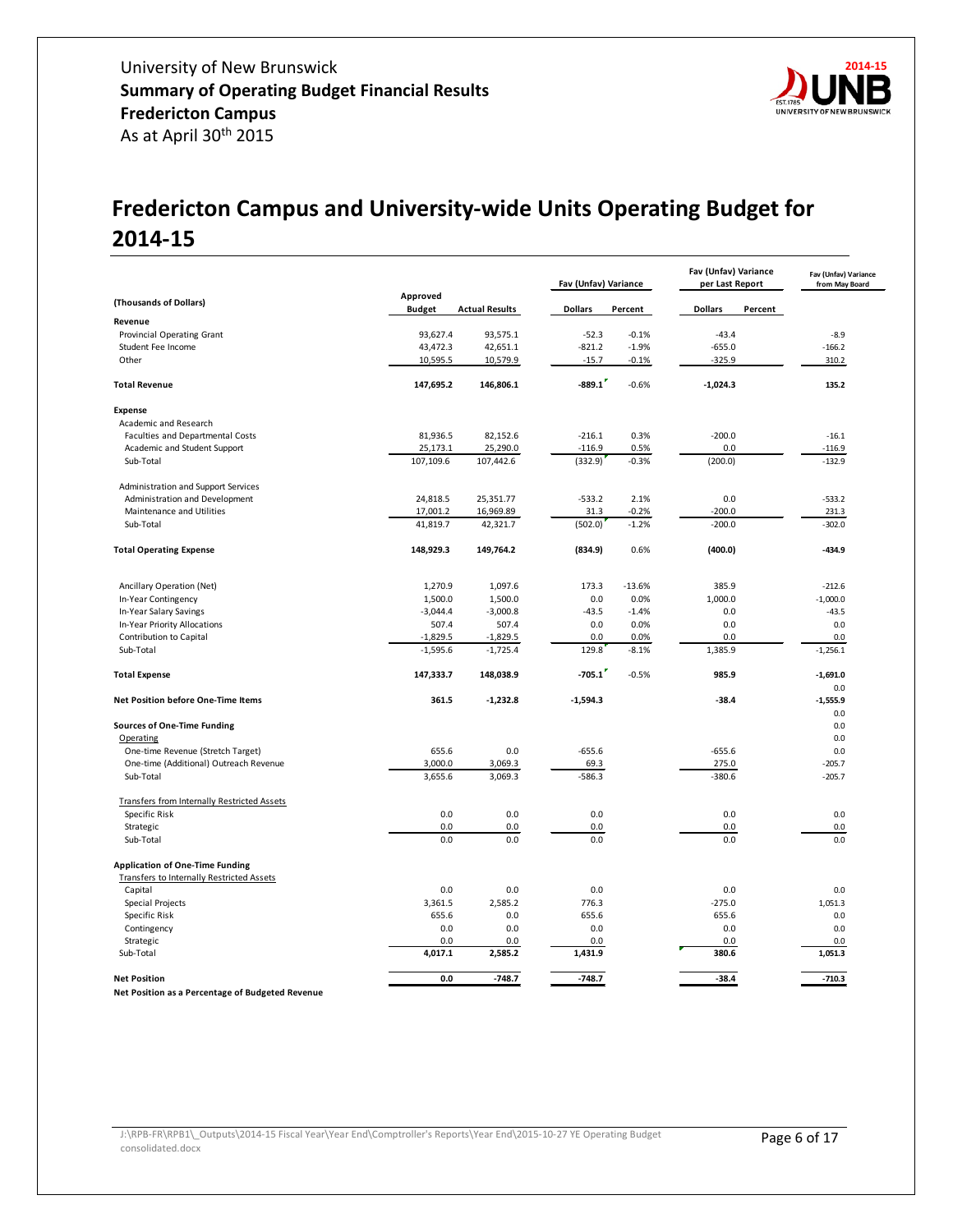University of New Brunswick
**Summary of Operating Budget Financial Results**
**Fredericton Campus**
As at April 30th 2015

# Fredericton Campus and University-wide Units Operating Budget for 2014-15

| (Thousands of Dollars) | Approved Budget | Actual Results | Fav (Unfav) Variance Dollars | Fav (Unfav) Variance Percent | Fav (Unfav) Variance per Last Report Dollars | Fav (Unfav) Variance per Last Report Percent | Fav (Unfav) Variance from May Board |
|---|---|---|---|---|---|---|---|
| **Revenue** | | | | | | | |
| Provincial Operating Grant | 93,627.4 | 93,575.1 | -52.3 | -0.1% | -43.4 | | -8.9 |
| Student Fee Income | 43,472.3 | 42,651.1 | -821.2 | -1.9% | -655.0 | | -166.2 |
| Other | 10,595.5 | 10,579.9 | -15.7 | -0.1% | -325.9 | | 310.2 |
| **Total Revenue** | **147,695.2** | **146,806.1** | **-889.1** | -0.6% | **-1,024.3** | | **135.2** |
| **Expense** | | | | | | | |
| Academic and Research | | | | | | | |
| Faculties and Departmental Costs | 81,936.5 | 82,152.6 | -216.1 | 0.3% | -200.0 | | -16.1 |
| Academic and Student Support | 25,173.1 | 25,290.0 | -116.9 | 0.5% | 0.0 | | -116.9 |
| Sub-Total | 107,109.6 | 107,442.6 | (332.9) | -0.3% | (200.0) | | -132.9 |
| Administration and Support Services | | | | | | | |
| Administration and Development | 24,818.5 | 25,351.77 | -533.2 | 2.1% | 0.0 | | -533.2 |
| Maintenance and Utilities | 17,001.2 | 16,969.89 | 31.3 | -0.2% | -200.0 | | 231.3 |
| Sub-Total | 41,819.7 | 42,321.7 | (502.0) | -1.2% | -200.0 | | -302.0 |
| **Total Operating Expense** | **148,929.3** | **149,764.2** | **(834.9)** | 0.6% | **(400.0)** | | **-434.9** |
| Ancillary Operation (Net) | 1,270.9 | 1,097.6 | 173.3 | -13.6% | 385.9 | | -212.6 |
| In-Year Contingency | 1,500.0 | 1,500.0 | 0.0 | 0.0% | 1,000.0 | | -1,000.0 |
| In-Year Salary Savings | -3,044.4 | -3,000.8 | -43.5 | -1.4% | 0.0 | | -43.5 |
| In-Year Priority Allocations | 507.4 | 507.4 | 0.0 | 0.0% | 0.0 | | 0.0 |
| Contribution to Capital | -1,829.5 | -1,829.5 | 0.0 | 0.0% | 0.0 | | 0.0 |
| Sub-Total | -1,595.6 | -1,725.4 | 129.8 | -8.1% | 1,385.9 | | -1,256.1 |
| **Total Expense** | **147,333.7** | **148,038.9** | **-705.1** | -0.5% | **985.9** | | **-1,691.0** |
| | | | | | | | 0.0 |
| **Net Position before One-Time Items** | **361.5** | **-1,232.8** | **-1,594.3** | | **-38.4** | | **-1,555.9** |
| | | | | | | | 0.0 |
| **Sources of One-Time Funding** | | | | | | | 0.0 |
| Operating | | | | | | | 0.0 |
| One-time Revenue (Stretch Target) | 655.6 | 0.0 | -655.6 | | -655.6 | | 0.0 |
| One-time (Additional) Outreach Revenue | 3,000.0 | 3,069.3 | 69.3 | | 275.0 | | -205.7 |
| Sub-Total | 3,655.6 | 3,069.3 | -586.3 | | -380.6 | | -205.7 |
| Transfers from Internally Restricted Assets | | | | | | | |
| Specific Risk | 0.0 | 0.0 | 0.0 | | 0.0 | | 0.0 |
| Strategic | 0.0 | 0.0 | 0.0 | | 0.0 | | 0.0 |
| Sub-Total | 0.0 | 0.0 | 0.0 | | 0.0 | | 0.0 |
| **Application of One-Time Funding** | | | | | | | |
| Transfers to Internally Restricted Assets | | | | | | | |
| Capital | 0.0 | 0.0 | 0.0 | | 0.0 | | 0.0 |
| Special Projects | 3,361.5 | 2,585.2 | 776.3 | | -275.0 | | 1,051.3 |
| Specific Risk | 655.6 | 0.0 | 655.6 | | 655.6 | | 0.0 |
| Contingency | 0.0 | 0.0 | 0.0 | | 0.0 | | 0.0 |
| Strategic | 0.0 | 0.0 | 0.0 | | 0.0 | | 0.0 |
| Sub-Total | **4,017.1** | **2,585.2** | **1,431.9** | | **380.6** | | **1,051.3** |
| **Net Position** | **0.0** | **-748.7** | **-748.7** | | **-38.4** | | **-710.3** |
| **Net Position as a Percentage of Budgeted Revenue** | | | | | | | |

J:\RPB-FR\RPB1\_Outputs\2014-15 Fiscal Year\Year End\Comptroller's Reports\Year End\2015-10-27 YE Operating Budget consolidated.docx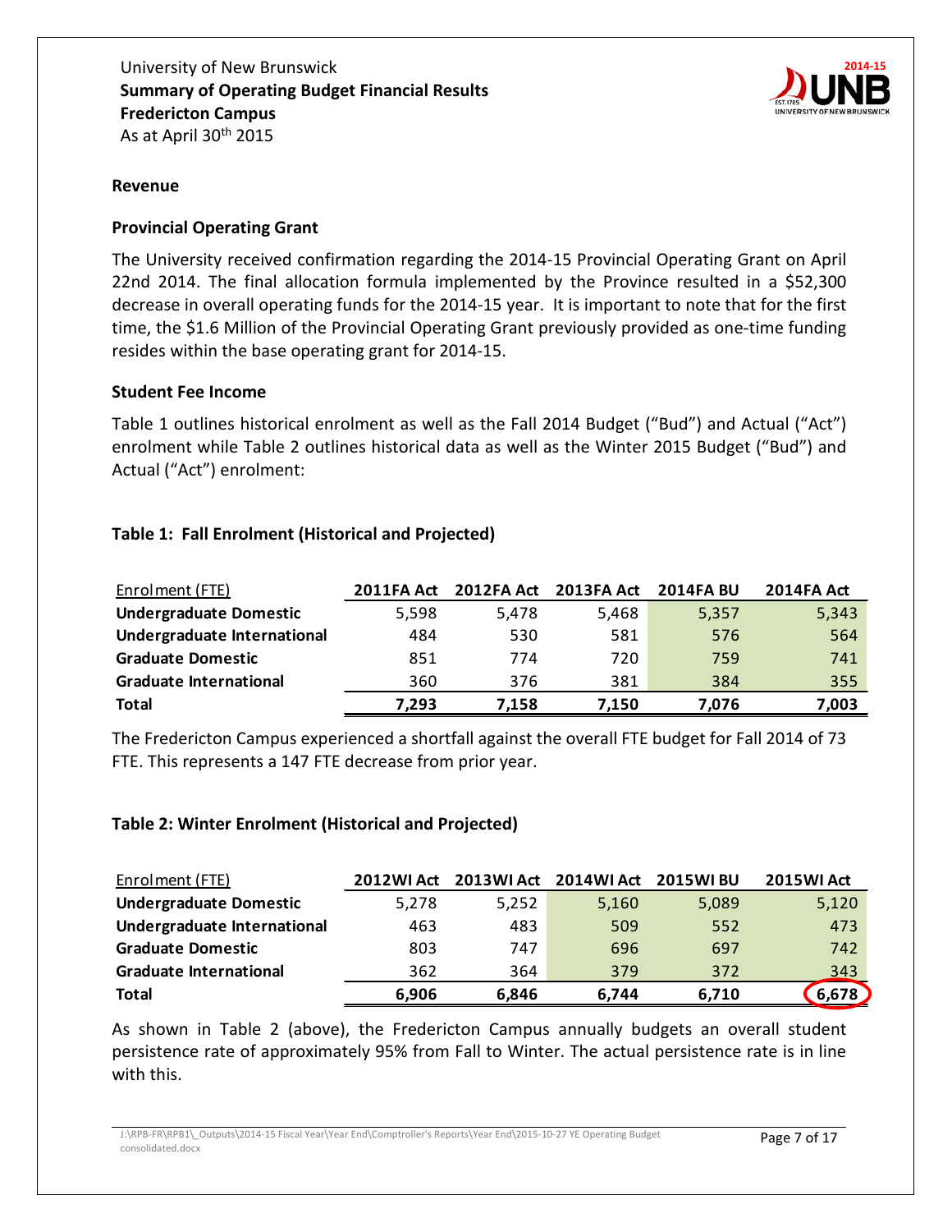University of New Brunswick
**Summary of Operating Budget Financial Results**
**Fredericton Campus**
As at April 30th 2015

### Revenue

### Provincial Operating Grant

The University received confirmation regarding the 2014-15 Provincial Operating Grant on April 22nd 2014. The final allocation formula implemented by the Province resulted in a $52,300 decrease in overall operating funds for the 2014-15 year. It is important to note that for the first time, the $1.6 Million of the Provincial Operating Grant previously provided as one-time funding resides within the base operating grant for 2014-15.

### Student Fee Income

Table 1 outlines historical enrolment as well as the Fall 2014 Budget ("Bud") and Actual ("Act") enrolment while Table 2 outlines historical data as well as the Winter 2015 Budget ("Bud") and Actual ("Act") enrolment:

**Table 1: Fall Enrolment (Historical and Projected)**

| Enrolment (FTE) | 2011FA Act | 2012FA Act | 2013FA Act | 2014FA BU | 2014FA Act |
|---|---|---|---|---|---|
| **Undergraduate Domestic** | 5,598 | 5,478 | 5,468 | 5,357 | 5,343 |
| **Undergraduate International** | 484 | 530 | 581 | 576 | 564 |
| **Graduate Domestic** | 851 | 774 | 720 | 759 | 741 |
| **Graduate International** | 360 | 376 | 381 | 384 | 355 |
| **Total** | **7,293** | **7,158** | **7,150** | **7,076** | **7,003** |

The Fredericton Campus experienced a shortfall against the overall FTE budget for Fall 2014 of 73 FTE. This represents a 147 FTE decrease from prior year.

**Table 2: Winter Enrolment (Historical and Projected)**

| Enrolment (FTE) | 2012WI Act | 2013WI Act | 2014WI Act | 2015WI BU | 2015WI Act |
|---|---|---|---|---|---|
| **Undergraduate Domestic** | 5,278 | 5,252 | 5,160 | 5,089 | 5,120 |
| **Undergraduate International** | 463 | 483 | 509 | 552 | 473 |
| **Graduate Domestic** | 803 | 747 | 696 | 697 | 742 |
| **Graduate International** | 362 | 364 | 379 | 372 | 343 |
| **Total** | **6,906** | **6,846** | **6,744** | **6,710** | **6,678** |

As shown in Table 2 (above), the Fredericton Campus annually budgets an overall student persistence rate of approximately 95% from Fall to Winter. The actual persistence rate is in line with this.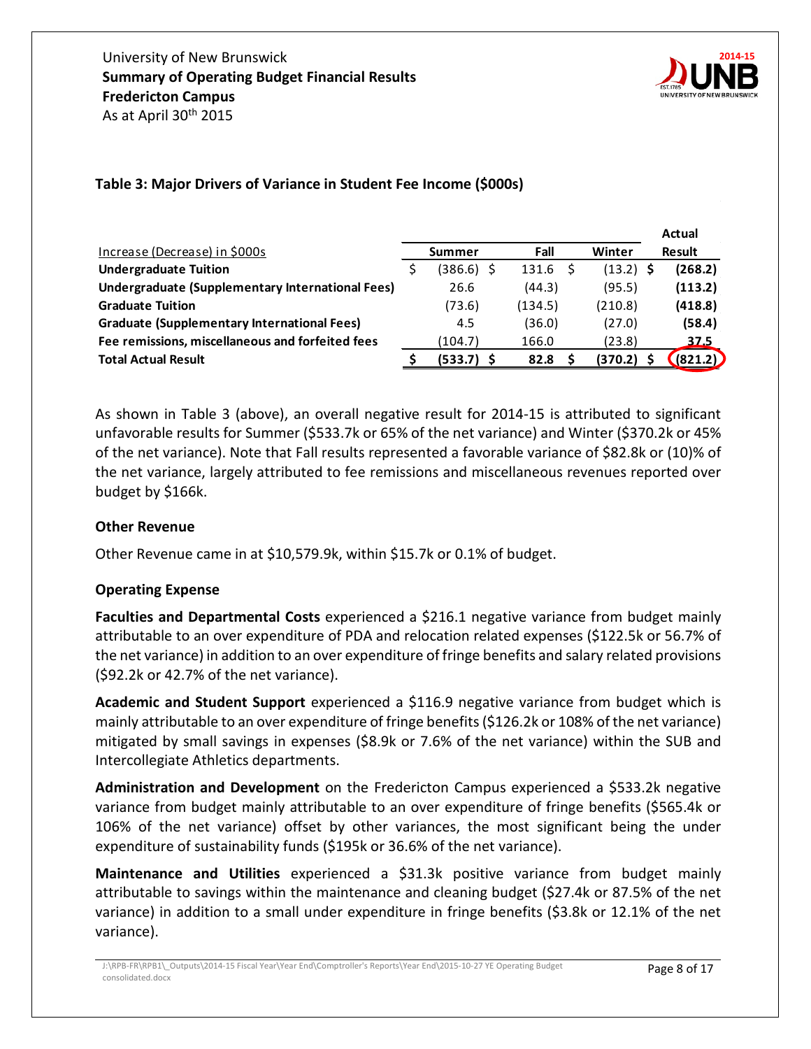University of New Brunswick
**Summary of Operating Budget Financial Results**
**Fredericton Campus**
As at April 30th 2015

### Table 3: Major Drivers of Variance in Student Fee Income ($000s)

| Increase (Decrease) in $000s | Summer | Fall | Winter | Actual Result |
|---|---|---|---|---|
| **Undergraduate Tuition** | $ (386.6) | $ 131.6 | $ (13.2) | **$ (268.2)** |
| **Undergraduate (Supplementary International Fees)** | 26.6 | (44.3) | (95.5) | **(113.2)** |
| **Graduate Tuition** | (73.6) | (134.5) | (210.8) | **(418.8)** |
| **Graduate (Supplementary International Fees)** | 4.5 | (36.0) | (27.0) | **(58.4)** |
| **Fee remissions, miscellaneous and forfeited fees** | (104.7) | 166.0 | (23.8) | **37.5** |
| **Total Actual Result** | **$ (533.7)** | **$ 82.8** | **$ (370.2)** | **$ (821.2)** |

As shown in Table 3 (above), an overall negative result for 2014-15 is attributed to significant unfavorable results for Summer ($533.7k or 65% of the net variance) and Winter ($370.2k or 45% of the net variance). Note that Fall results represented a favorable variance of $82.8k or (10)% of the net variance, largely attributed to fee remissions and miscellaneous revenues reported over budget by $166k.

### Other Revenue

Other Revenue came in at $10,579.9k, within $15.7k or 0.1% of budget.

### Operating Expense

**Faculties and Departmental Costs** experienced a $216.1 negative variance from budget mainly attributable to an over expenditure of PDA and relocation related expenses ($122.5k or 56.7% of the net variance) in addition to an over expenditure of fringe benefits and salary related provisions ($92.2k or 42.7% of the net variance).

**Academic and Student Support** experienced a $116.9 negative variance from budget which is mainly attributable to an over expenditure of fringe benefits ($126.2k or 108% of the net variance) mitigated by small savings in expenses ($8.9k or 7.6% of the net variance) within the SUB and Intercollegiate Athletics departments.

**Administration and Development** on the Fredericton Campus experienced a $533.2k negative variance from budget mainly attributable to an over expenditure of fringe benefits ($565.4k or 106% of the net variance) offset by other variances, the most significant being the under expenditure of sustainability funds ($195k or 36.6% of the net variance).

**Maintenance and Utilities** experienced a $31.3k positive variance from budget mainly attributable to savings within the maintenance and cleaning budget ($27.4k or 87.5% of the net variance) in addition to a small under expenditure in fringe benefits ($3.8k or 12.1% of the net variance).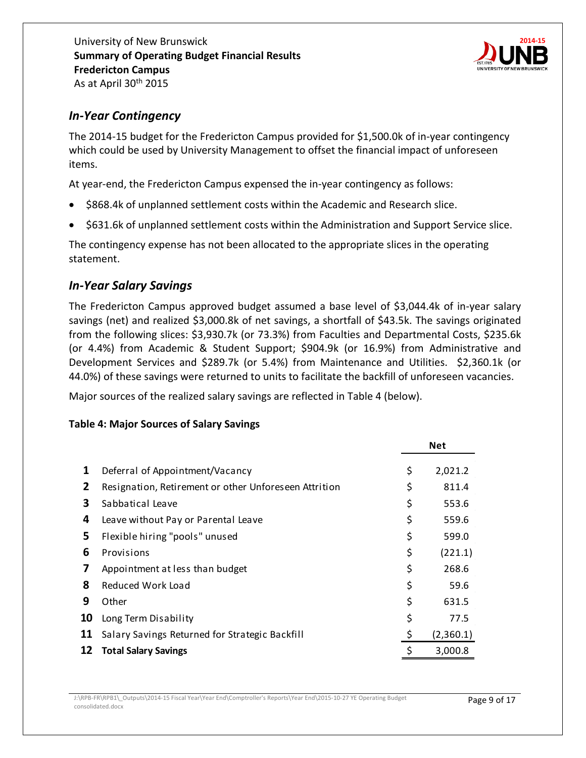## In-Year Contingency

The 2014-15 budget for the Fredericton Campus provided for $1,500.0k of in-year contingency which could be used by University Management to offset the financial impact of unforeseen items.

At year-end, the Fredericton Campus expensed the in-year contingency as follows:

- $868.4k of unplanned settlement costs within the Academic and Research slice.
- $631.6k of unplanned settlement costs within the Administration and Support Service slice.

The contingency expense has not been allocated to the appropriate slices in the operating statement.

## In-Year Salary Savings

The Fredericton Campus approved budget assumed a base level of $3,044.4k of in-year salary savings (net) and realized $3,000.8k of net savings, a shortfall of $43.5k. The savings originated from the following slices: $3,930.7k (or 73.3%) from Faculties and Departmental Costs, $235.6k (or 4.4%) from Academic & Student Support; $904.9k (or 16.9%) from Administrative and Development Services and $289.7k (or 5.4%) from Maintenance and Utilities. $2,360.1k (or 44.0%) of these savings were returned to units to facilitate the backfill of unforeseen vacancies.

Major sources of the realized salary savings are reflected in Table 4 (below).

**Table 4: Major Sources of Salary Savings**

| | | | Net |
|---|---|---|---|
| **1** | Deferral of Appointment/Vacancy | $ | 2,021.2 |
| **2** | Resignation, Retirement or other Unforeseen Attrition | $ | 811.4 |
| **3** | Sabbatical Leave | $ | 553.6 |
| **4** | Leave without Pay or Parental Leave | $ | 559.6 |
| **5** | Flexible hiring "pools" unused | $ | 599.0 |
| **6** | Provisions | $ | (221.1) |
| **7** | Appointment at less than budget | $ | 268.6 |
| **8** | Reduced Work Load | $ | 59.6 |
| **9** | Other | $ | 631.5 |
| **10** | Long Term Disability | $ | 77.5 |
| **11** | Salary Savings Returned for Strategic Backfill | $ | (2,360.1) |
| **12** | **Total Salary Savings** | $ | 3,000.8 |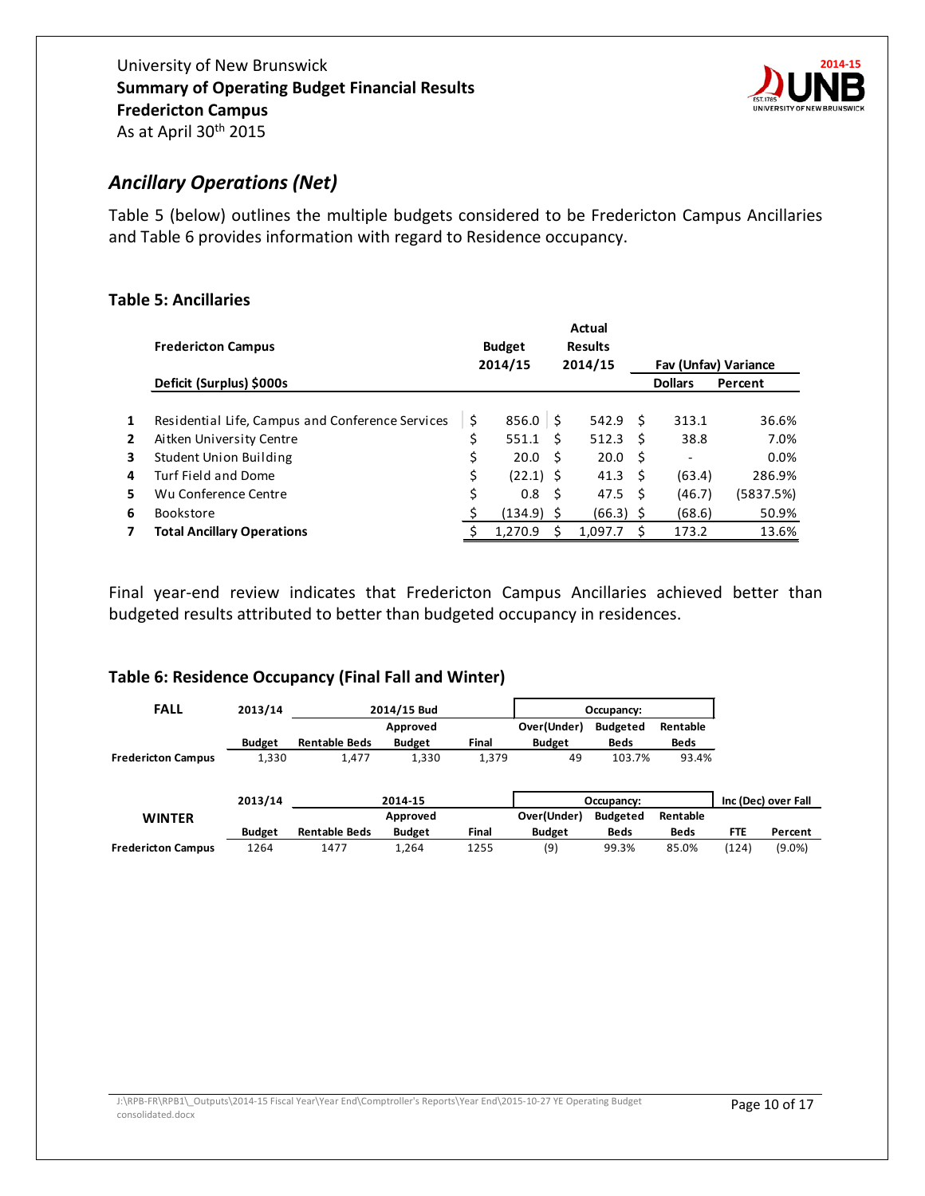University of New Brunswick
**Summary of Operating Budget Financial Results**
**Fredericton Campus**
As at April 30th 2015

## *Ancillary Operations (Net)*

Table 5 (below) outlines the multiple budgets considered to be Fredericton Campus Ancillaries and Table 6 provides information with regard to Residence occupancy.

### Table 5: Ancillaries

| | Fredericton Campus | Budget 2014/15 | Actual Results 2014/15 | Fav (Unfav) Variance | |
|---|---|---|---|---|---|
| | **Deficit (Surplus) $000s** | | | **Dollars** | **Percent** |
| 1 | Residential Life, Campus and Conference Services | $ 856.0 | $ 542.9 | $ 313.1 | 36.6% |
| 2 | Aitken University Centre | $ 551.1 | $ 512.3 | $ 38.8 | 7.0% |
| 3 | Student Union Building | $ 20.0 | $ 20.0 | $ - | 0.0% |
| 4 | Turf Field and Dome | $ (22.1) | $ 41.3 | $ (63.4) | 286.9% |
| 5 | Wu Conference Centre | $ 0.8 | $ 47.5 | $ (46.7) | (5837.5%) |
| 6 | Bookstore | $ (134.9) | $ (66.3) | $ (68.6) | 50.9% |
| 7 | **Total Ancillary Operations** | $ 1,270.9 | $ 1,097.7 | $ 173.2 | 13.6% |

Final year-end review indicates that Fredericton Campus Ancillaries achieved better than budgeted results attributed to better than budgeted occupancy in residences.

### Table 6: Residence Occupancy (Final Fall and Winter)

| FALL | 2013/14 | 2014/15 Bud | | | Occupancy: | | |
|---|---|---|---|---|---|---|---|
| | | | Approved | | Over(Under) | Budgeted | Rentable |
| | Budget | Rentable Beds | Budget | Final | Budget | Beds | Beds |
| Fredericton Campus | 1,330 | 1,477 | 1,330 | 1,379 | 49 | 103.7% | 93.4% |

| WINTER | 2013/14 | 2014-15 | | | Occupancy: | | | Inc (Dec) over Fall | |
|---|---|---|---|---|---|---|---|---|---|
| | | | Approved | | Over(Under) | Budgeted | Rentable | | |
| | Budget | Rentable Beds | Budget | Final | Budget | Beds | Beds | FTE | Percent |
| Fredericton Campus | 1264 | 1477 | 1,264 | 1255 | (9) | 99.3% | 85.0% | (124) | (9.0%) |

J:\RPB-FR\RPB1\_Outputs\2014-15 Fiscal Year\Year End\Comptroller's Reports\Year End\2015-10-27 YE Operating Budget consolidated.docx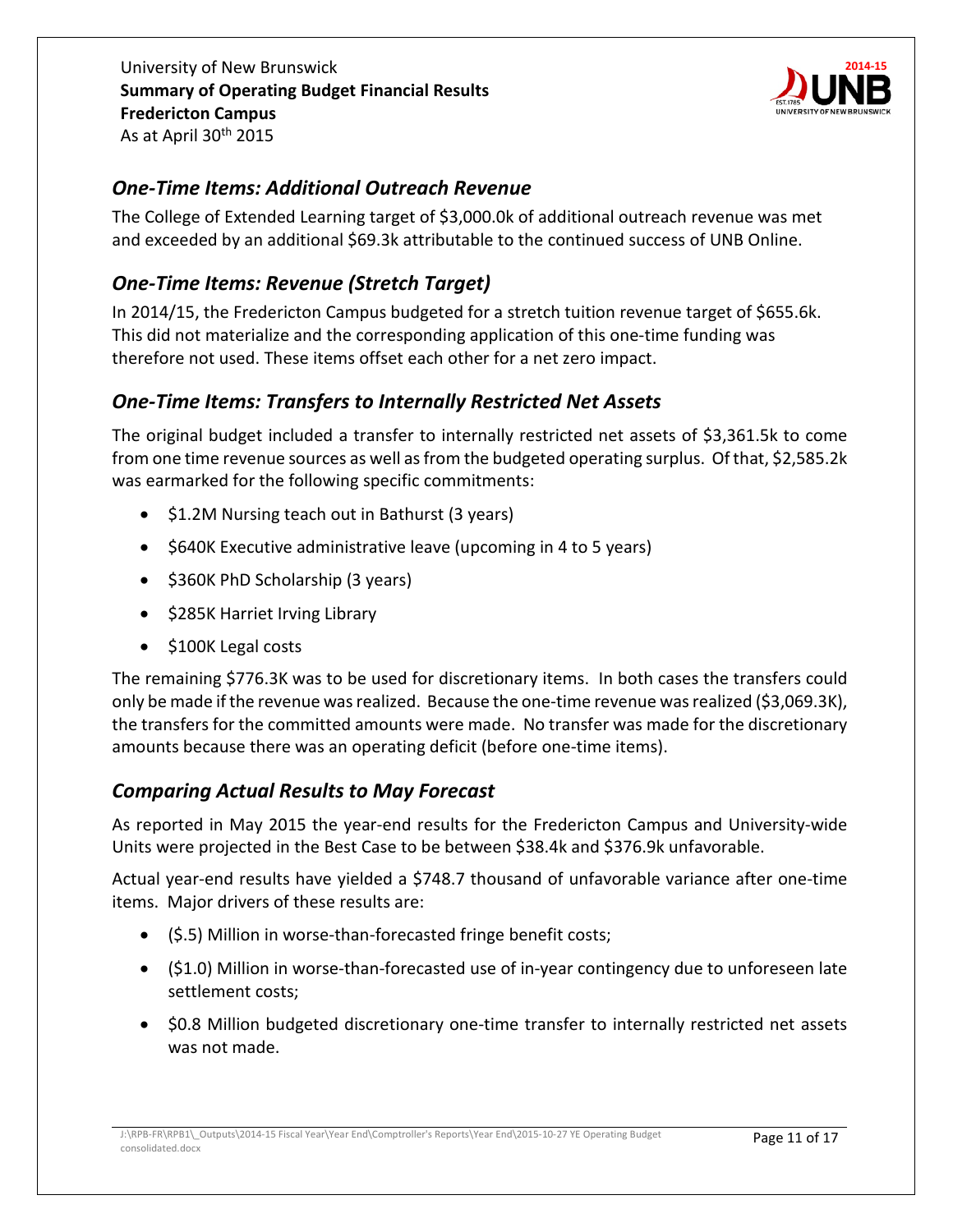## *One-Time Items: Additional Outreach Revenue*

The College of Extended Learning target of $3,000.0k of additional outreach revenue was met and exceeded by an additional $69.3k attributable to the continued success of UNB Online.

## *One-Time Items: Revenue (Stretch Target)*

In 2014/15, the Fredericton Campus budgeted for a stretch tuition revenue target of $655.6k. This did not materialize and the corresponding application of this one-time funding was therefore not used. These items offset each other for a net zero impact.

## *One-Time Items: Transfers to Internally Restricted Net Assets*

The original budget included a transfer to internally restricted net assets of $3,361.5k to come from one time revenue sources as well as from the budgeted operating surplus. Of that, $2,585.2k was earmarked for the following specific commitments:

- $1.2M Nursing teach out in Bathurst (3 years)
- $640K Executive administrative leave (upcoming in 4 to 5 years)
- $360K PhD Scholarship (3 years)
- $285K Harriet Irving Library
- $100K Legal costs

The remaining $776.3K was to be used for discretionary items. In both cases the transfers could only be made if the revenue was realized. Because the one-time revenue was realized ($3,069.3K), the transfers for the committed amounts were made. No transfer was made for the discretionary amounts because there was an operating deficit (before one-time items).

## *Comparing Actual Results to May Forecast*

As reported in May 2015 the year-end results for the Fredericton Campus and University-wide Units were projected in the Best Case to be between $38.4k and $376.9k unfavorable.

Actual year-end results have yielded a $748.7 thousand of unfavorable variance after one-time items. Major drivers of these results are:

- ($.5) Million in worse-than-forecasted fringe benefit costs;
- ($1.0) Million in worse-than-forecasted use of in-year contingency due to unforeseen late settlement costs;
- $0.8 Million budgeted discretionary one-time transfer to internally restricted net assets was not made.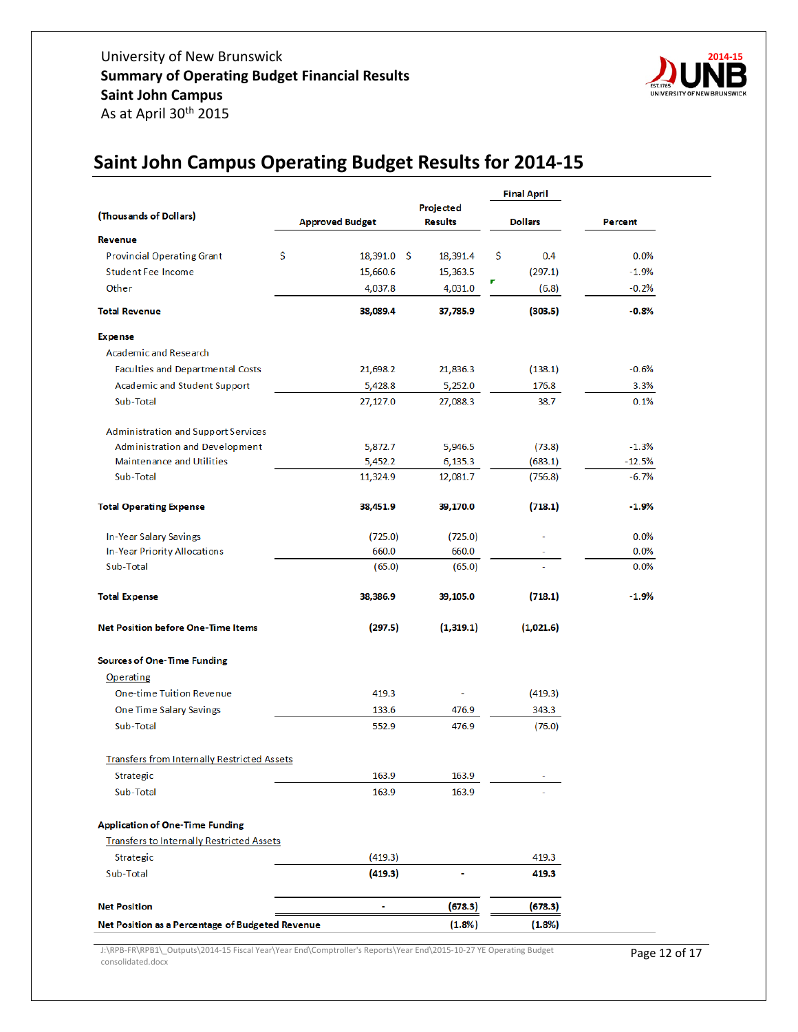University of New Brunswick

**Summary of Operating Budget Financial Results**

**Saint John Campus**

As at April 30th 2015

## Saint John Campus Operating Budget Results for 2014-15

| (Thousands of Dollars) | Approved Budget | Projected Results | Final April Dollars | Percent |
|---|---|---|---|---|
| **Revenue** | | | | |
| Provincial Operating Grant | $ 18,391.0 | $ 18,391.4 | $ 0.4 | 0.0% |
| Student Fee Income | 15,660.6 | 15,363.5 | (297.1) | -1.9% |
| Other | 4,037.8 | 4,031.0 | (6.8) | -0.2% |
| **Total Revenue** | **38,089.4** | **37,785.9** | **(303.5)** | **-0.8%** |
| **Expense** | | | | |
| Academic and Research | | | | |
| Faculties and Departmental Costs | 21,698.2 | 21,836.3 | (138.1) | -0.6% |
| Academic and Student Support | 5,428.8 | 5,252.0 | 176.8 | 3.3% |
| Sub-Total | 27,127.0 | 27,088.3 | 38.7 | 0.1% |
| Administration and Support Services | | | | |
| Administration and Development | 5,872.7 | 5,946.5 | (73.8) | -1.3% |
| Maintenance and Utilities | 5,452.2 | 6,135.3 | (683.1) | -12.5% |
| Sub-Total | 11,324.9 | 12,081.7 | (756.8) | -6.7% |
| **Total Operating Expense** | **38,451.9** | **39,170.0** | **(718.1)** | **-1.9%** |
| In-Year Salary Savings | (725.0) | (725.0) | - | 0.0% |
| In-Year Priority Allocations | 660.0 | 660.0 | - | 0.0% |
| Sub-Total | (65.0) | (65.0) | - | 0.0% |
| **Total Expense** | **38,386.9** | **39,105.0** | **(718.1)** | **-1.9%** |
| **Net Position before One-Time Items** | **(297.5)** | **(1,319.1)** | **(1,021.6)** | |
| **Sources of One-Time Funding** | | | | |
| Operating | | | | |
| One-time Tuition Revenue | 419.3 | - | (419.3) | |
| One Time Salary Savings | 133.6 | 476.9 | 343.3 | |
| Sub-Total | 552.9 | 476.9 | (76.0) | |
| Transfers from Internally Restricted Assets | | | | |
| Strategic | 163.9 | 163.9 | - | |
| Sub-Total | 163.9 | 163.9 | - | |
| **Application of One-Time Funding** | | | | |
| Transfers to Internally Restricted Assets | | | | |
| Strategic | (419.3) | | 419.3 | |
| Sub-Total | **(419.3)** | **-** | **419.3** | |
| **Net Position** | **-** | **(678.3)** | **(678.3)** | |
| **Net Position as a Percentage of Budgeted Revenue** | | **(1.8%)** | **(1.8%)** | |

J:\RPB-FR\RPB1\_Outputs\2014-15 Fiscal Year\Year End\Comptroller's Reports\Year End\2015-10-27 YE Operating Budget consolidated.docx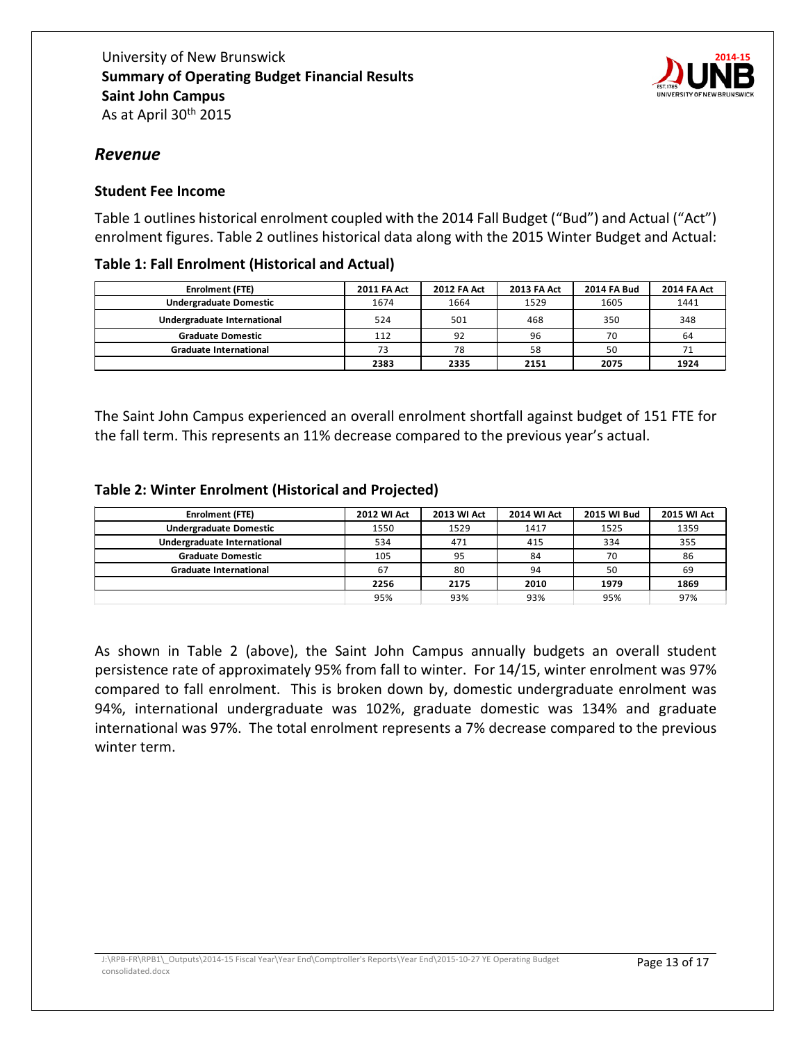University of New Brunswick
**Summary of Operating Budget Financial Results**
**Saint John Campus**
As at April 30th 2015

## *Revenue*

### Student Fee Income

Table 1 outlines historical enrolment coupled with the 2014 Fall Budget ("Bud") and Actual ("Act") enrolment figures. Table 2 outlines historical data along with the 2015 Winter Budget and Actual:

**Table 1: Fall Enrolment (Historical and Actual)**

| Enrolment (FTE) | 2011 FA Act | 2012 FA Act | 2013 FA Act | 2014 FA Bud | 2014 FA Act |
|---|---|---|---|---|---|
| Undergraduate Domestic | 1674 | 1664 | 1529 | 1605 | 1441 |
| Undergraduate International | 524 | 501 | 468 | 350 | 348 |
| Graduate Domestic | 112 | 92 | 96 | 70 | 64 |
| Graduate International | 73 | 78 | 58 | 50 | 71 |
| | **2383** | **2335** | **2151** | **2075** | **1924** |

The Saint John Campus experienced an overall enrolment shortfall against budget of 151 FTE for the fall term. This represents an 11% decrease compared to the previous year's actual.

**Table 2: Winter Enrolment (Historical and Projected)**

| Enrolment (FTE) | 2012 WI Act | 2013 WI Act | 2014 WI Act | 2015 WI Bud | 2015 WI Act |
|---|---|---|---|---|---|
| Undergraduate Domestic | 1550 | 1529 | 1417 | 1525 | 1359 |
| Undergraduate International | 534 | 471 | 415 | 334 | 355 |
| Graduate Domestic | 105 | 95 | 84 | 70 | 86 |
| Graduate International | 67 | 80 | 94 | 50 | 69 |
| | **2256** | **2175** | **2010** | **1979** | **1869** |
| | 95% | 93% | 93% | 95% | 97% |

As shown in Table 2 (above), the Saint John Campus annually budgets an overall student persistence rate of approximately 95% from fall to winter. For 14/15, winter enrolment was 97% compared to fall enrolment. This is broken down by, domestic undergraduate enrolment was 94%, international undergraduate was 102%, graduate domestic was 134% and graduate international was 97%. The total enrolment represents a 7% decrease compared to the previous winter term.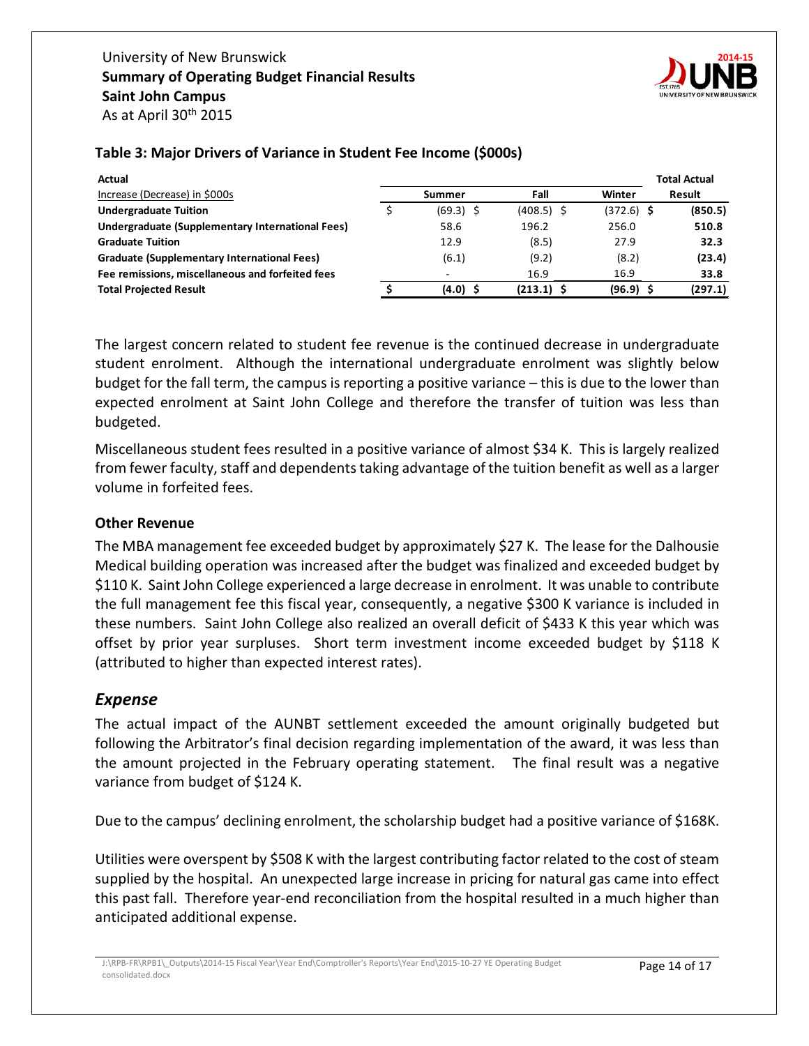University of New Brunswick
**Summary of Operating Budget Financial Results**
**Saint John Campus**
As at April 30th 2015

### Table 3: Major Drivers of Variance in Student Fee Income ($000s)

| Actual<br>Increase (Decrease) in $000s | Summer | Fall | Winter | Total Actual Result |
|---|---|---|---|---|
| **Undergraduate Tuition** | $ (69.3) | $ (408.5) | $ (372.6) | **$ (850.5)** |
| **Undergraduate (Supplementary International Fees)** | 58.6 | 196.2 | 256.0 | **510.8** |
| **Graduate Tuition** | 12.9 | (8.5) | 27.9 | **32.3** |
| **Graduate (Supplementary International Fees)** | (6.1) | (9.2) | (8.2) | **(23.4)** |
| **Fee remissions, miscellaneous and forfeited fees** | - | 16.9 | 16.9 | **33.8** |
| **Total Projected Result** | **$ (4.0)** | **$ (213.1)** | **$ (96.9)** | **$ (297.1)** |

The largest concern related to student fee revenue is the continued decrease in undergraduate student enrolment. Although the international undergraduate enrolment was slightly below budget for the fall term, the campus is reporting a positive variance – this is due to the lower than expected enrolment at Saint John College and therefore the transfer of tuition was less than budgeted.

Miscellaneous student fees resulted in a positive variance of almost $34 K. This is largely realized from fewer faculty, staff and dependents taking advantage of the tuition benefit as well as a larger volume in forfeited fees.

### Other Revenue

The MBA management fee exceeded budget by approximately $27 K. The lease for the Dalhousie Medical building operation was increased after the budget was finalized and exceeded budget by $110 K. Saint John College experienced a large decrease in enrolment. It was unable to contribute the full management fee this fiscal year, consequently, a negative $300 K variance is included in these numbers. Saint John College also realized an overall deficit of $433 K this year which was offset by prior year surpluses. Short term investment income exceeded budget by $118 K (attributed to higher than expected interest rates).

## *Expense*

The actual impact of the AUNBT settlement exceeded the amount originally budgeted but following the Arbitrator's final decision regarding implementation of the award, it was less than the amount projected in the February operating statement. The final result was a negative variance from budget of $124 K.

Due to the campus' declining enrolment, the scholarship budget had a positive variance of $168K.

Utilities were overspent by $508 K with the largest contributing factor related to the cost of steam supplied by the hospital. An unexpected large increase in pricing for natural gas came into effect this past fall. Therefore year-end reconciliation from the hospital resulted in a much higher than anticipated additional expense.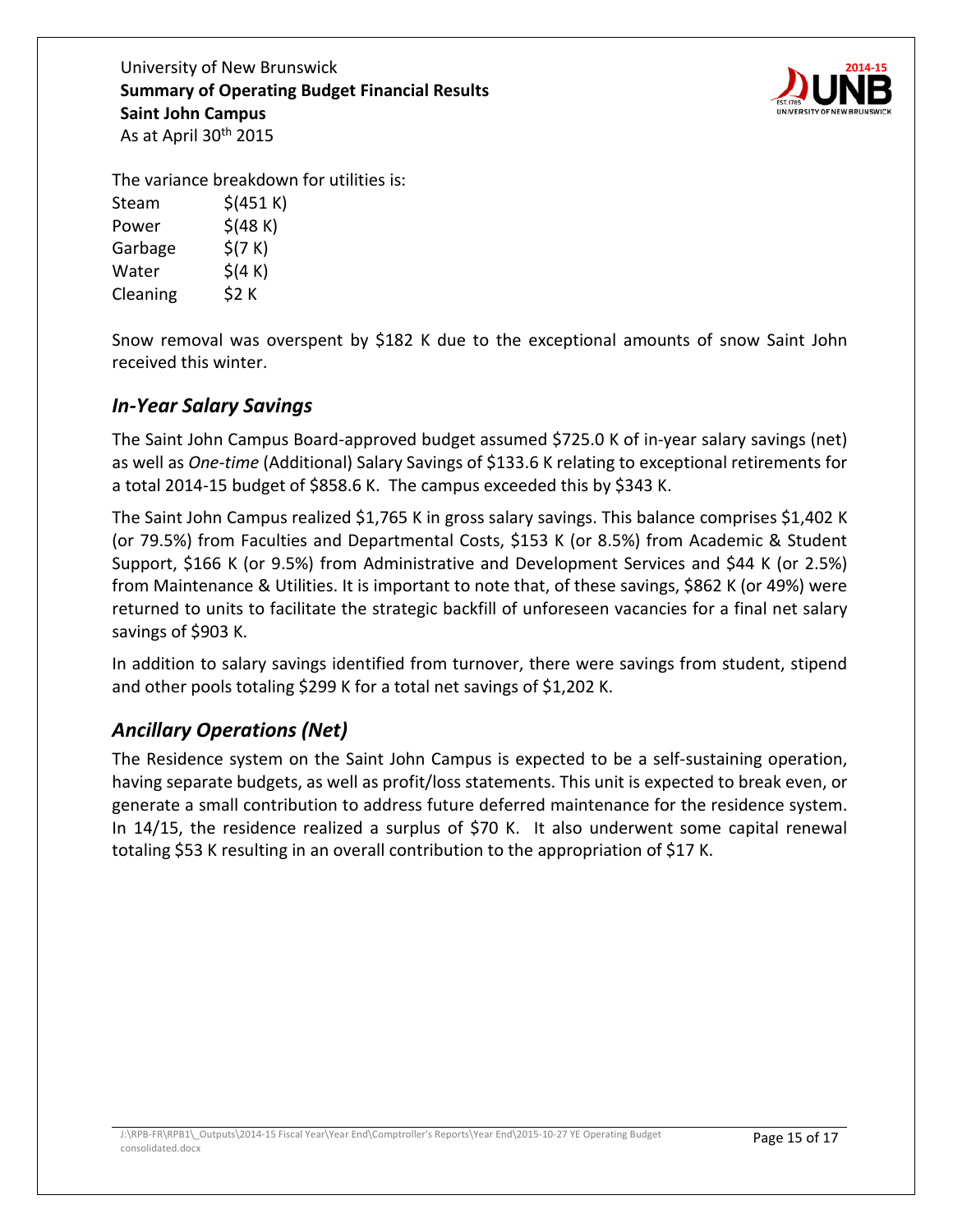The variance breakdown for utilities is:

| | |
|---|---|
| Steam | $(451 K) |
| Power | $(48 K) |
| Garbage | $(7 K) |
| Water | $(4 K) |
| Cleaning | $2 K |

Snow removal was overspent by $182 K due to the exceptional amounts of snow Saint John received this winter.

## *In-Year Salary Savings*

The Saint John Campus Board-approved budget assumed $725.0 K of in-year salary savings (net) as well as *One-time* (Additional) Salary Savings of $133.6 K relating to exceptional retirements for a total 2014-15 budget of $858.6 K. The campus exceeded this by $343 K.

The Saint John Campus realized $1,765 K in gross salary savings. This balance comprises $1,402 K (or 79.5%) from Faculties and Departmental Costs, $153 K (or 8.5%) from Academic & Student Support, $166 K (or 9.5%) from Administrative and Development Services and $44 K (or 2.5%) from Maintenance & Utilities. It is important to note that, of these savings, $862 K (or 49%) were returned to units to facilitate the strategic backfill of unforeseen vacancies for a final net salary savings of $903 K.

In addition to salary savings identified from turnover, there were savings from student, stipend and other pools totaling $299 K for a total net savings of $1,202 K.

## *Ancillary Operations (Net)*

The Residence system on the Saint John Campus is expected to be a self-sustaining operation, having separate budgets, as well as profit/loss statements. This unit is expected to break even, or generate a small contribution to address future deferred maintenance for the residence system. In 14/15, the residence realized a surplus of $70 K. It also underwent some capital renewal totaling $53 K resulting in an overall contribution to the appropriation of $17 K.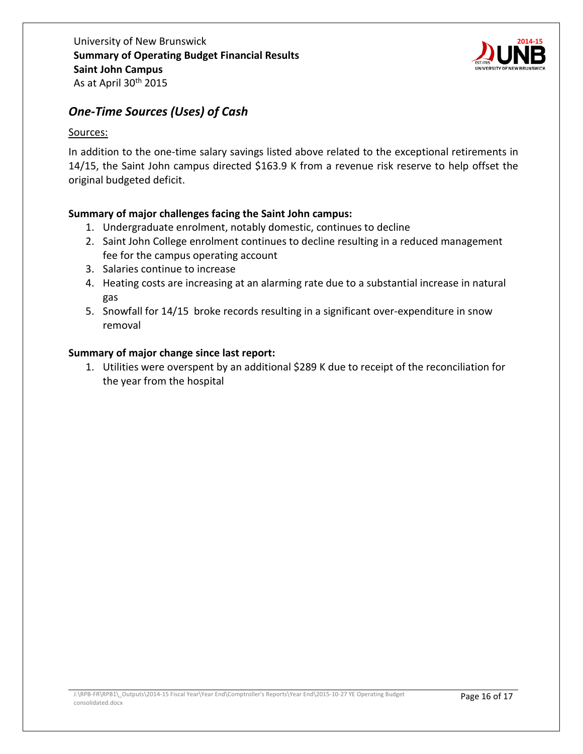## *One-Time Sources (Uses) of Cash*

Sources:

In addition to the one-time salary savings listed above related to the exceptional retirements in 14/15, the Saint John campus directed $163.9 K from a revenue risk reserve to help offset the original budgeted deficit.

**Summary of major challenges facing the Saint John campus:**

1. Undergraduate enrolment, notably domestic, continues to decline
2. Saint John College enrolment continues to decline resulting in a reduced management fee for the campus operating account
3. Salaries continue to increase
4. Heating costs are increasing at an alarming rate due to a substantial increase in natural gas
5. Snowfall for 14/15 broke records resulting in a significant over-expenditure in snow removal

**Summary of major change since last report:**

1. Utilities were overspent by an additional $289 K due to receipt of the reconciliation for the year from the hospital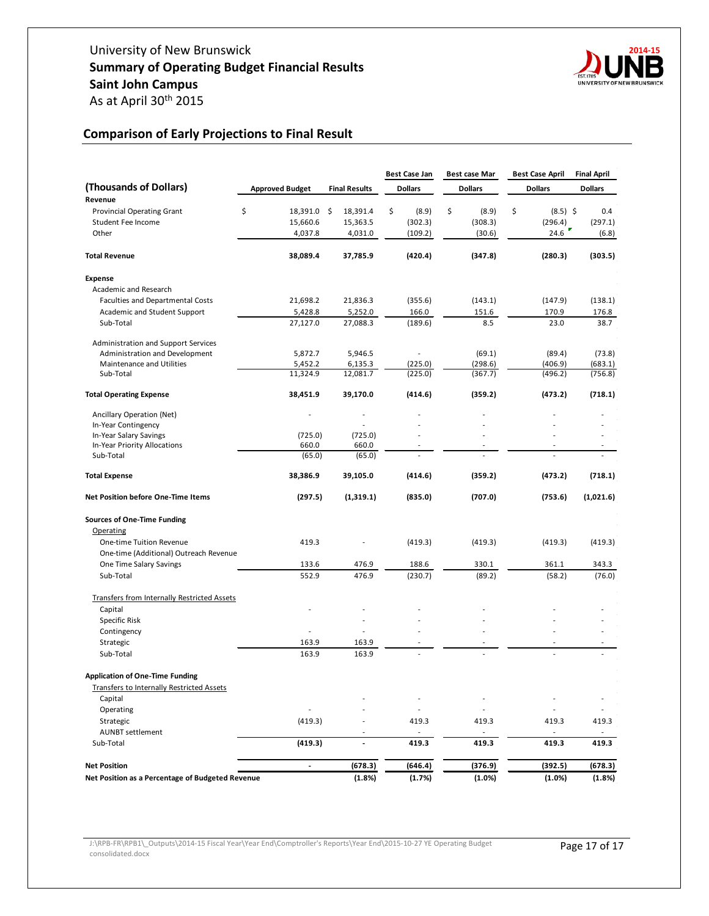# University of New Brunswick
## Summary of Operating Budget Financial Results
## Saint John Campus
As at April 30th 2015

2014-15

## Comparison of Early Projections to Final Result

| (Thousands of Dollars) | Approved Budget | Final Results | Best Case Jan Dollars | Best case Mar Dollars | Best Case April Dollars | Final April Dollars |
|---|---|---|---|---|---|---|
| **Revenue** | | | | | | |
| Provincial Operating Grant | $ 18,391.0 | $ 18,391.4 | $ (8.9) | $ (8.9) | $ (8.5) | $ 0.4 |
| Student Fee Income | 15,660.6 | 15,363.5 | (302.3) | (308.3) | (296.4) | (297.1) |
| Other | 4,037.8 | 4,031.0 | (109.2) | (30.6) | 24.6 | (6.8) |
| **Total Revenue** | **38,089.4** | **37,785.9** | **(420.4)** | **(347.8)** | **(280.3)** | **(303.5)** |
| **Expense** | | | | | | |
| Academic and Research | | | | | | |
| Faculties and Departmental Costs | 21,698.2 | 21,836.3 | (355.6) | (143.1) | (147.9) | (138.1) |
| Academic and Student Support | 5,428.8 | 5,252.0 | 166.0 | 151.6 | 170.9 | 176.8 |
| Sub-Total | 27,127.0 | 27,088.3 | (189.6) | 8.5 | 23.0 | 38.7 |
| Administration and Support Services | | | | | | |
| Administration and Development | 5,872.7 | 5,946.5 | - | (69.1) | (89.4) | (73.8) |
| Maintenance and Utilities | 5,452.2 | 6,135.3 | (225.0) | (298.6) | (406.9) | (683.1) |
| Sub-Total | 11,324.9 | 12,081.7 | (225.0) | (367.7) | (496.2) | (756.8) |
| **Total Operating Expense** | **38,451.9** | **39,170.0** | **(414.6)** | **(359.2)** | **(473.2)** | **(718.1)** |
| Ancillary Operation (Net) | - | - | - | - | - | - |
| In-Year Contingency | | - | - | - | - | - |
| In-Year Salary Savings | (725.0) | (725.0) | - | - | - | - |
| In-Year Priority Allocations | 660.0 | 660.0 | - | - | - | - |
| Sub-Total | (65.0) | (65.0) | - | - | - | - |
| **Total Expense** | **38,386.9** | **39,105.0** | **(414.6)** | **(359.2)** | **(473.2)** | **(718.1)** |
| **Net Position before One-Time Items** | **(297.5)** | **(1,319.1)** | **(835.0)** | **(707.0)** | **(753.6)** | **(1,021.6)** |
| **Sources of One-Time Funding** | | | | | | |
| Operating | | | | | | |
| One-time Tuition Revenue | 419.3 | - | (419.3) | (419.3) | (419.3) | (419.3) |
| One-time (Additional) Outreach Revenue | | | | | | |
| One Time Salary Savings | 133.6 | 476.9 | 188.6 | 330.1 | 361.1 | 343.3 |
| Sub-Total | 552.9 | 476.9 | (230.7) | (89.2) | (58.2) | (76.0) |
| Transfers from Internally Restricted Assets | | | | | | |
| Capital | - | - | - | - | - | - |
| Specific Risk | | - | - | - | - | - |
| Contingency | - | - | - | - | - | - |
| Strategic | 163.9 | 163.9 | - | - | - | - |
| Sub-Total | 163.9 | 163.9 | - | - | - | - |
| **Application of One-Time Funding** | | | | | | |
| Transfers to Internally Restricted Assets | | | | | | |
| Capital | | - | - | - | - | - |
| Operating | - | - | - | - | - | - |
| Strategic | (419.3) | - | 419.3 | 419.3 | 419.3 | 419.3 |
| AUNBT settlement | | - | - | - | - | - |
| Sub-Total | **(419.3)** | **-** | **419.3** | **419.3** | **419.3** | **419.3** |
| **Net Position** | **-** | **(678.3)** | **(646.4)** | **(376.9)** | **(392.5)** | **(678.3)** |
| **Net Position as a Percentage of Budgeted Revenue** | | **(1.8%)** | **(1.7%)** | **(1.0%)** | **(1.0%)** | **(1.8%)** |

J:\RPB-FR\RPB1\_Outputs\2014-15 Fiscal Year\Year End\Comptroller's Reports\Year End\2015-10-27 YE Operating Budget consolidated.docx